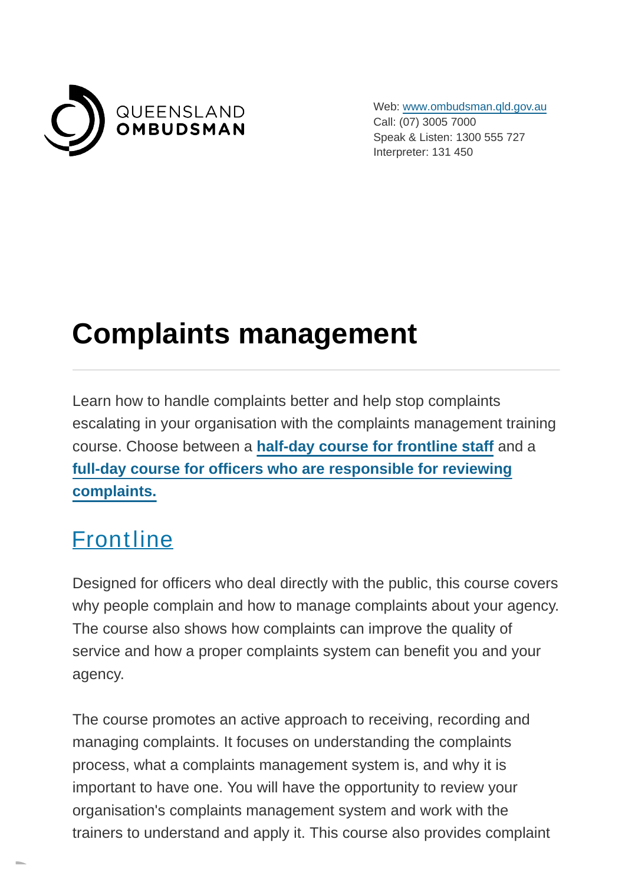QUEENSLAND
**OMBUDSMAN**

Web: www.ombudsman.qld.gov.au
Call: (07) 3005 7000
Speak & Listen: 1300 555 727
Interpreter: 131 450

# Complaints management

Learn how to handle complaints better and help stop complaints escalating in your organisation with the complaints management training course. Choose between a **half-day course for frontline staff** and a **full-day course for officers who are responsible for reviewing complaints.**

## Frontline

Designed for officers who deal directly with the public, this course covers why people complain and how to manage complaints about your agency. The course also shows how complaints can improve the quality of service and how a proper complaints system can benefit you and your agency.

The course promotes an active approach to receiving, recording and managing complaints. It focuses on understanding the complaints process, what a complaints management system is, and why it is important to have one. You will have the opportunity to review your organisation's complaints management system and work with the trainers to understand and apply it. This course also provides complaint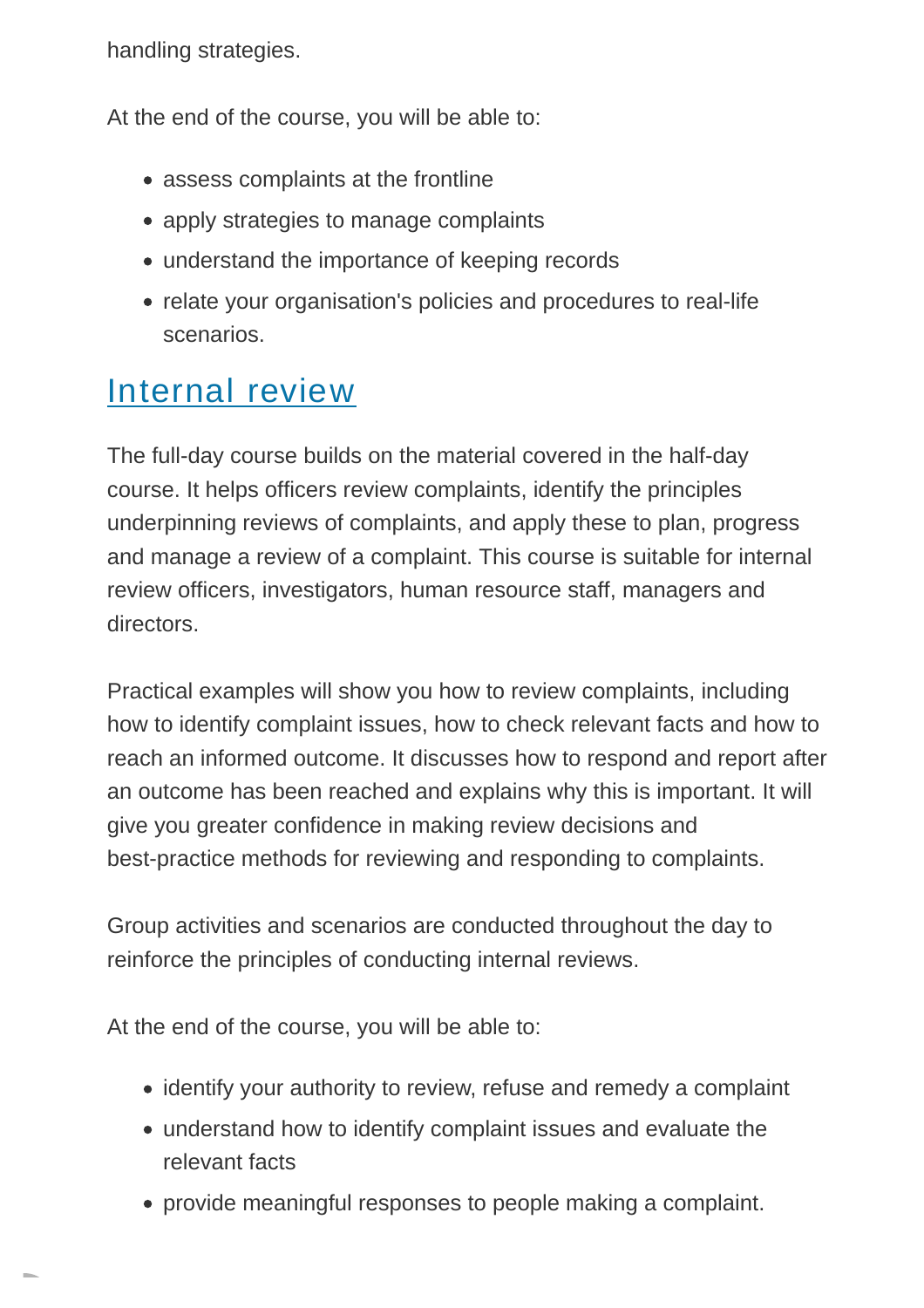handling strategies.

At the end of the course, you will be able to:

- assess complaints at the frontline
- apply strategies to manage complaints
- understand the importance of keeping records
- relate your organisation's policies and procedures to real-life scenarios.

## Internal review

The full-day course builds on the material covered in the half-day course. It helps officers review complaints, identify the principles underpinning reviews of complaints, and apply these to plan, progress and manage a review of a complaint. This course is suitable for internal review officers, investigators, human resource staff, managers and directors.

Practical examples will show you how to review complaints, including how to identify complaint issues, how to check relevant facts and how to reach an informed outcome. It discusses how to respond and report after an outcome has been reached and explains why this is important. It will give you greater confidence in making review decisions and best-practice methods for reviewing and responding to complaints.

Group activities and scenarios are conducted throughout the day to reinforce the principles of conducting internal reviews.

At the end of the course, you will be able to:

- identify your authority to review, refuse and remedy a complaint
- understand how to identify complaint issues and evaluate the relevant facts
- provide meaningful responses to people making a complaint.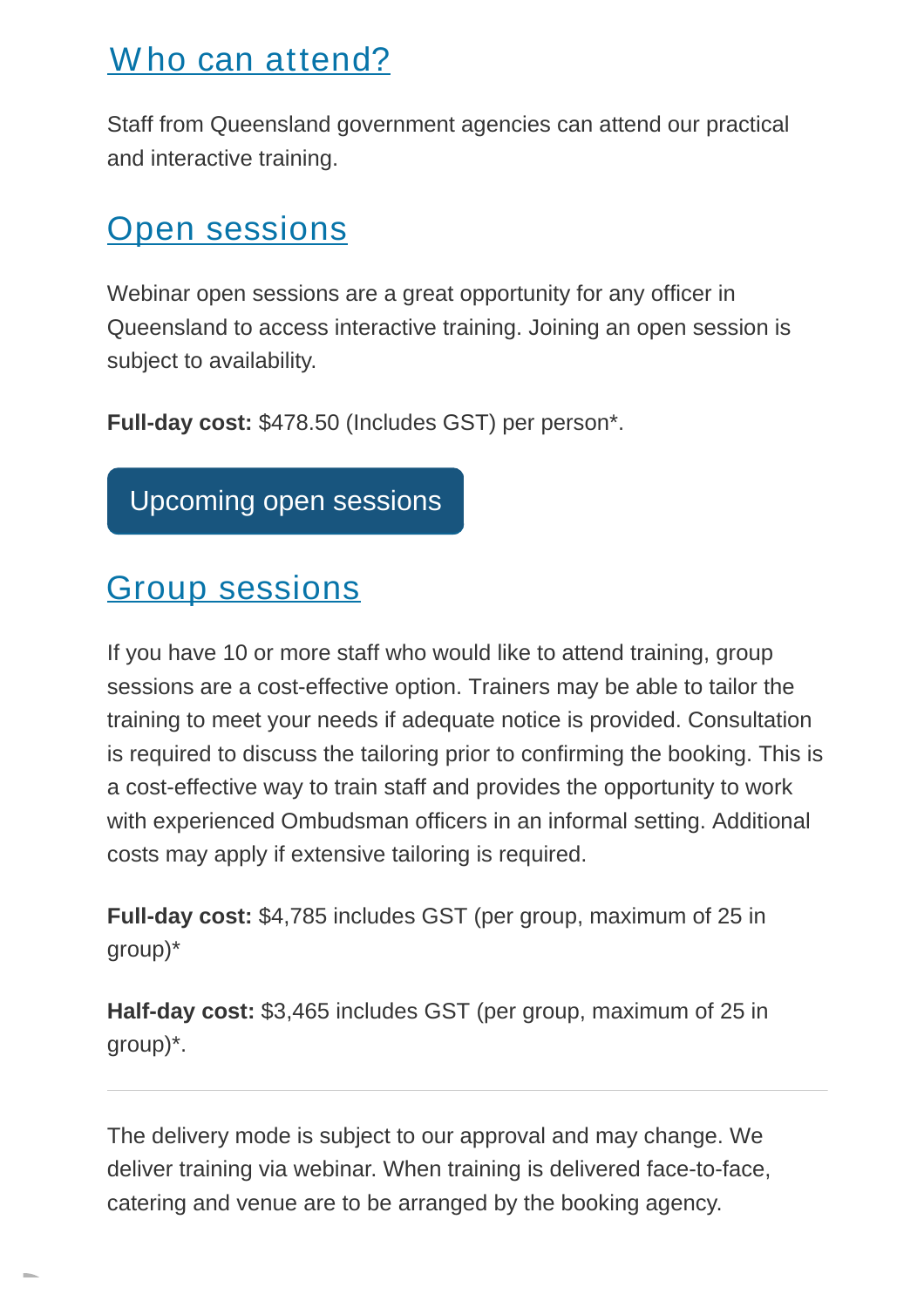## Who can attend?

Staff from Queensland government agencies can attend our practical and interactive training.

## Open sessions

Webinar open sessions are a great opportunity for any officer in Queensland to access interactive training. Joining an open session is subject to availability.

**Full-day cost:** $478.50 (Includes GST) per person*.

Upcoming open sessions

## Group sessions

If you have 10 or more staff who would like to attend training, group sessions are a cost-effective option. Trainers may be able to tailor the training to meet your needs if adequate notice is provided. Consultation is required to discuss the tailoring prior to confirming the booking. This is a cost-effective way to train staff and provides the opportunity to work with experienced Ombudsman officers in an informal setting. Additional costs may apply if extensive tailoring is required.

**Full-day cost:** $4,785 includes GST (per group, maximum of 25 in group)*

**Half-day cost:** $3,465 includes GST (per group, maximum of 25 in group)*.

---

The delivery mode is subject to our approval and may change. We deliver training via webinar. When training is delivered face-to-face, catering and venue are to be arranged by the booking agency.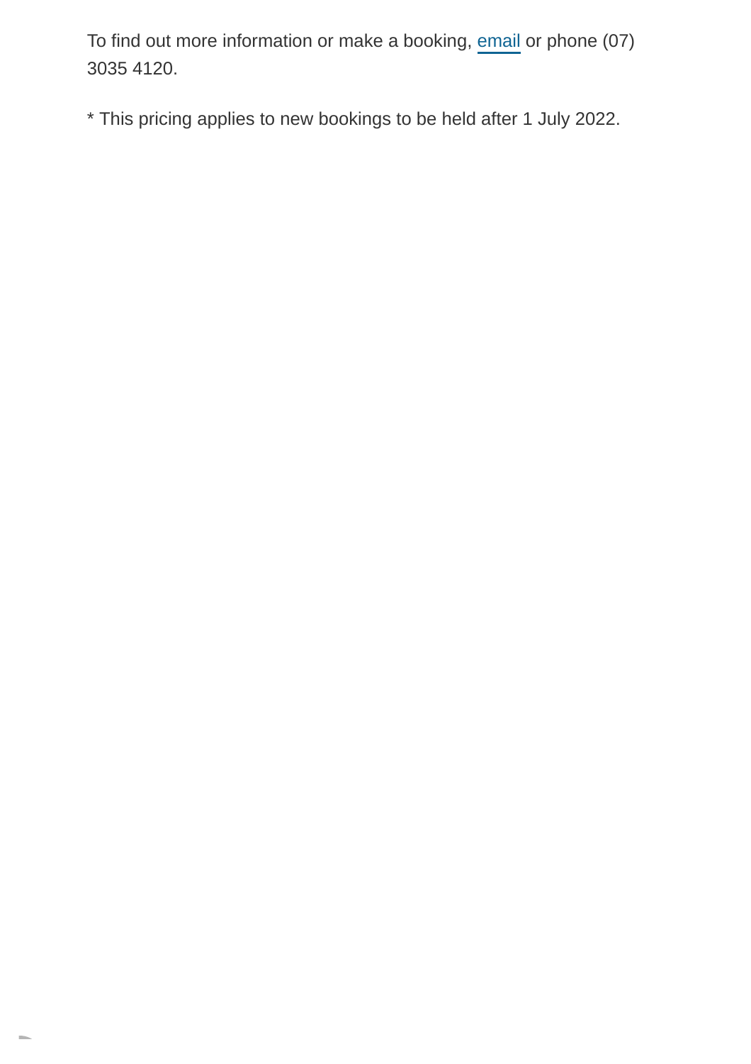To find out more information or make a booking, email or phone (07) 3035 4120.

* This pricing applies to new bookings to be held after 1 July 2022.